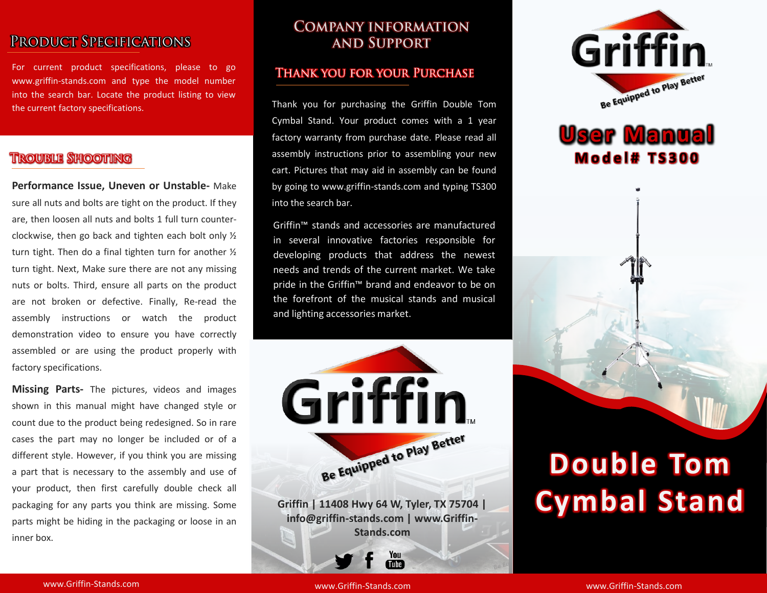## Product Specifications

For current product specifications, please to go www.griffin-stands.com and type the model number into the search bar. Locate the product listing to view the current factory specifications.

## Trouble Shooting

**Performance Issue, Uneven or Unstable-** Make sure all nuts and bolts are tight on the product. If they are, then loosen all nuts and bolts 1 full turn counter-clockwise, then go back and tighten each bolt only ½ turn tight. Then do a final tighten turn for another ½ turn tight. Next, Make sure there are not any missing nuts or bolts. Third, ensure all parts on the product are not broken or defective. Finally, Re-read the assembly instructions or watch the product demonstration video to ensure you have correctly assembled or are using the product properly with factory specifications.

**Missing Parts-** The pictures, videos and images shown in this manual might have changed style or count due to the product being redesigned. So in rare cases the part may no longer be included or of a different style. However, if you think you are missing a part that is necessary to the assembly and use of your product, then first carefully double check all packaging for any parts you think are missing. Some parts might be hiding in the packaging or loose in an inner box.

## Company Information and Support

### Thank You for Your Purchase

Thank you for purchasing the Griffin Double Tom Cymbal Stand. Your product comes with a 1 year factory warranty from purchase date. Please read all assembly instructions prior to assembling your new cart. Pictures that may aid in assembly can be found by going to www.griffin-stands.com and typing TS300 into the search bar.

Griffin™ stands and accessories are manufactured in several innovative factories responsible for developing products that address the newest needs and trends of the current market. We take pride in the Griffin™ brand and endeavor to be on the forefront of the musical stands and musical and lighting accessories market.

Griffin™

Be Equipped to Play Better

**Griffin | 11408 Hwy 64 W, Tyler, TX 75704 | info@griffin-stands.com | www.Griffin-Stands.com**

Griffin™

Be Equipped to Play Better

# User Manual

## Model# TS300

# Double Tom Cymbal Stand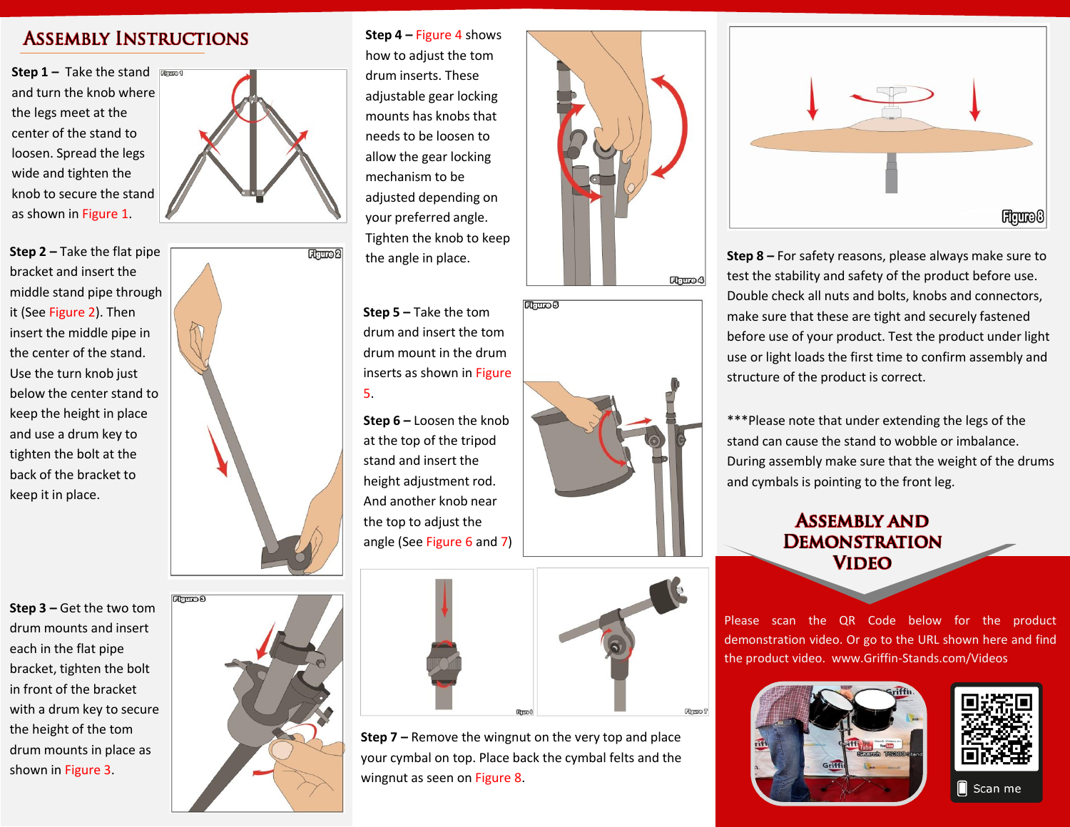# Assembly Instructions

**Step 1 –** Take the stand and turn the knob where the legs meet at the center of the stand to loosen. Spread the legs wide and tighten the knob to secure the stand as shown in Figure 1.

**Step 2 –** Take the flat pipe bracket and insert the middle stand pipe through it (See Figure 2). Then insert the middle pipe in the center of the stand. Use the turn knob just below the center stand to keep the height in place and use a drum key to tighten the bolt at the back of the bracket to keep it in place.

**Step 3 –** Get the two tom drum mounts and insert each in the flat pipe bracket, tighten the bolt in front of the bracket with a drum key to secure the height of the tom drum mounts in place as shown in Figure 3.

**Step 4 –** Figure 4 shows how to adjust the tom drum inserts. These adjustable gear locking mounts has knobs that needs to be loosen to allow the gear locking mechanism to be adjusted depending on your preferred angle. Tighten the knob to keep the angle in place.

**Step 5 –** Take the tom drum and insert the tom drum mount in the drum inserts as shown in Figure 5.

**Step 6 –** Loosen the knob at the top of the tripod stand and insert the height adjustment rod. And another knob near the top to adjust the angle (See Figure 6 and 7)

**Step 7 –** Remove the wingnut on the very top and place your cymbal on top. Place back the cymbal felts and the wingnut as seen on Figure 8.

**Step 8 –** For safety reasons, please always make sure to test the stability and safety of the product before use. Double check all nuts and bolts, knobs and connectors, make sure that these are tight and securely fastened before use of your product. Test the product under light use or light loads the first time to confirm assembly and structure of the product is correct.

***Please note that under extending the legs of the stand can cause the stand to wobble or imbalance. During assembly make sure that the weight of the drums and cymbals is pointing to the front leg.

## Assembly and Demonstration Video

Please scan the QR Code below for the product demonstration video. Or go to the URL shown here and find the product video. www.Griffin-Stands.com/Videos

Scan me